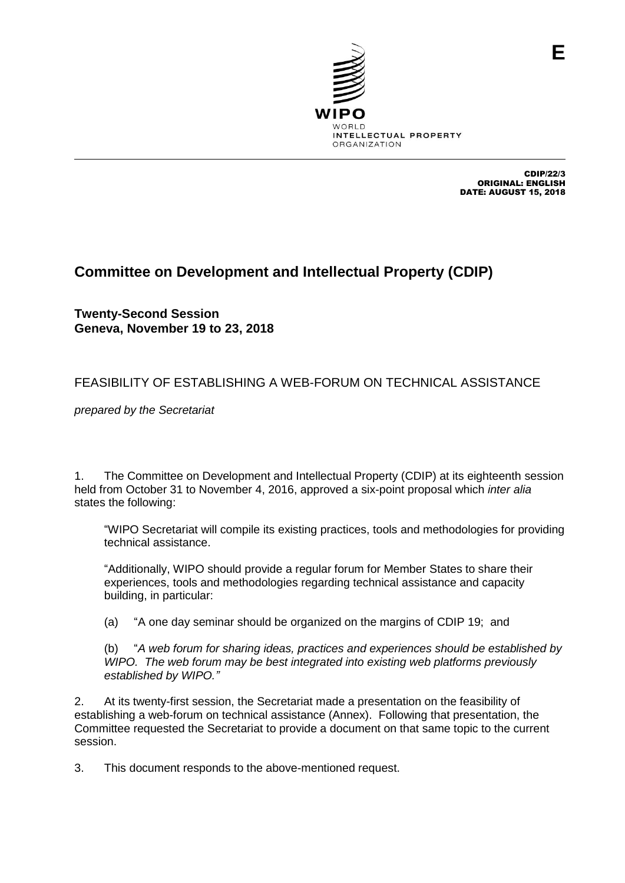E

WIPO
WORLD
INTELLECTUAL PROPERTY
ORGANIZATION

CDIP/22/3
ORIGINAL: ENGLISH
DATE: AUGUST 15, 2018

# Committee on Development and Intellectual Property (CDIP)

**Twenty-Second Session**
**Geneva, November 19 to 23, 2018**

## FEASIBILITY OF ESTABLISHING A WEB-FORUM ON TECHNICAL ASSISTANCE

*prepared by the Secretariat*

1. The Committee on Development and Intellectual Property (CDIP) at its eighteenth session held from October 31 to November 4, 2016, approved a six-point proposal which *inter alia* states the following:

   "WIPO Secretariat will compile its existing practices, tools and methodologies for providing technical assistance.

   "Additionally, WIPO should provide a regular forum for Member States to share their experiences, tools and methodologies regarding technical assistance and capacity building, in particular:

   (a) "A one day seminar should be organized on the margins of CDIP 19; and

   (b) "*A web forum for sharing ideas, practices and experiences should be established by WIPO. The web forum may be best integrated into existing web platforms previously established by WIPO."*

2. At its twenty-first session, the Secretariat made a presentation on the feasibility of establishing a web-forum on technical assistance (Annex). Following that presentation, the Committee requested the Secretariat to provide a document on that same topic to the current session.

3. This document responds to the above-mentioned request.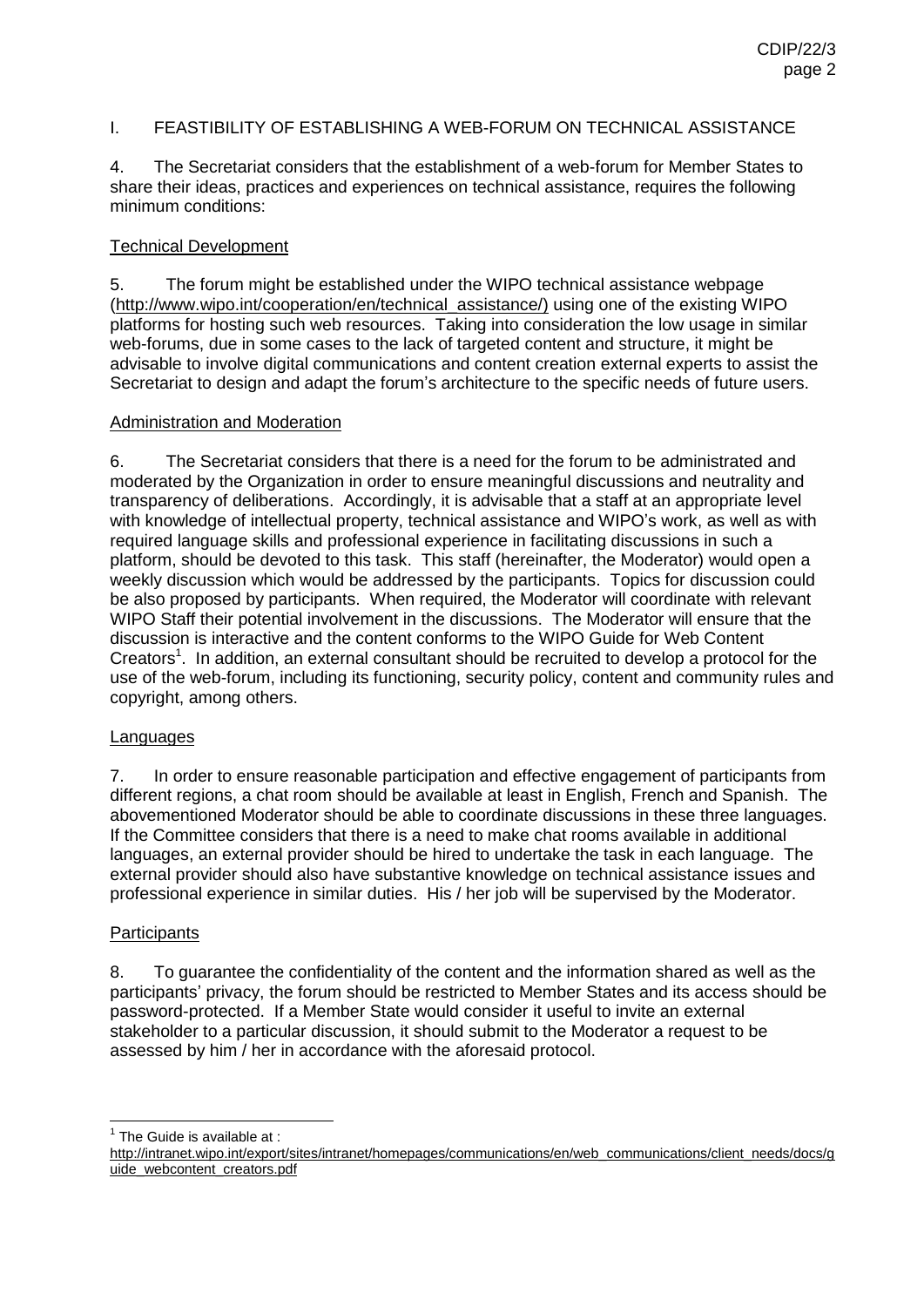## I. FEASTIBILITY OF ESTABLISHING A WEB-FORUM ON TECHNICAL ASSISTANCE

4. The Secretariat considers that the establishment of a web-forum for Member States to share their ideas, practices and experiences on technical assistance, requires the following minimum conditions:

### Technical Development

5. The forum might be established under the WIPO technical assistance webpage (http://www.wipo.int/cooperation/en/technical_assistance/) using one of the existing WIPO platforms for hosting such web resources. Taking into consideration the low usage in similar web-forums, due in some cases to the lack of targeted content and structure, it might be advisable to involve digital communications and content creation external experts to assist the Secretariat to design and adapt the forum's architecture to the specific needs of future users.

### Administration and Moderation

6. The Secretariat considers that there is a need for the forum to be administrated and moderated by the Organization in order to ensure meaningful discussions and neutrality and transparency of deliberations. Accordingly, it is advisable that a staff at an appropriate level with knowledge of intellectual property, technical assistance and WIPO's work, as well as with required language skills and professional experience in facilitating discussions in such a platform, should be devoted to this task. This staff (hereinafter, the Moderator) would open a weekly discussion which would be addressed by the participants. Topics for discussion could be also proposed by participants. When required, the Moderator will coordinate with relevant WIPO Staff their potential involvement in the discussions. The Moderator will ensure that the discussion is interactive and the content conforms to the WIPO Guide for Web Content Creators[1]. In addition, an external consultant should be recruited to develop a protocol for the use of the web-forum, including its functioning, security policy, content and community rules and copyright, among others.

### Languages

7. In order to ensure reasonable participation and effective engagement of participants from different regions, a chat room should be available at least in English, French and Spanish. The abovementioned Moderator should be able to coordinate discussions in these three languages. If the Committee considers that there is a need to make chat rooms available in additional languages, an external provider should be hired to undertake the task in each language. The external provider should also have substantive knowledge on technical assistance issues and professional experience in similar duties. His / her job will be supervised by the Moderator.

### Participants

8. To guarantee the confidentiality of the content and the information shared as well as the participants' privacy, the forum should be restricted to Member States and its access should be password-protected. If a Member State would consider it useful to invite an external stakeholder to a particular discussion, it should submit to the Moderator a request to be assessed by him / her in accordance with the aforesaid protocol.

---

[1] The Guide is available at : http://intranet.wipo.int/export/sites/intranet/homepages/communications/en/web_communications/client_needs/docs/guide_webcontent_creators.pdf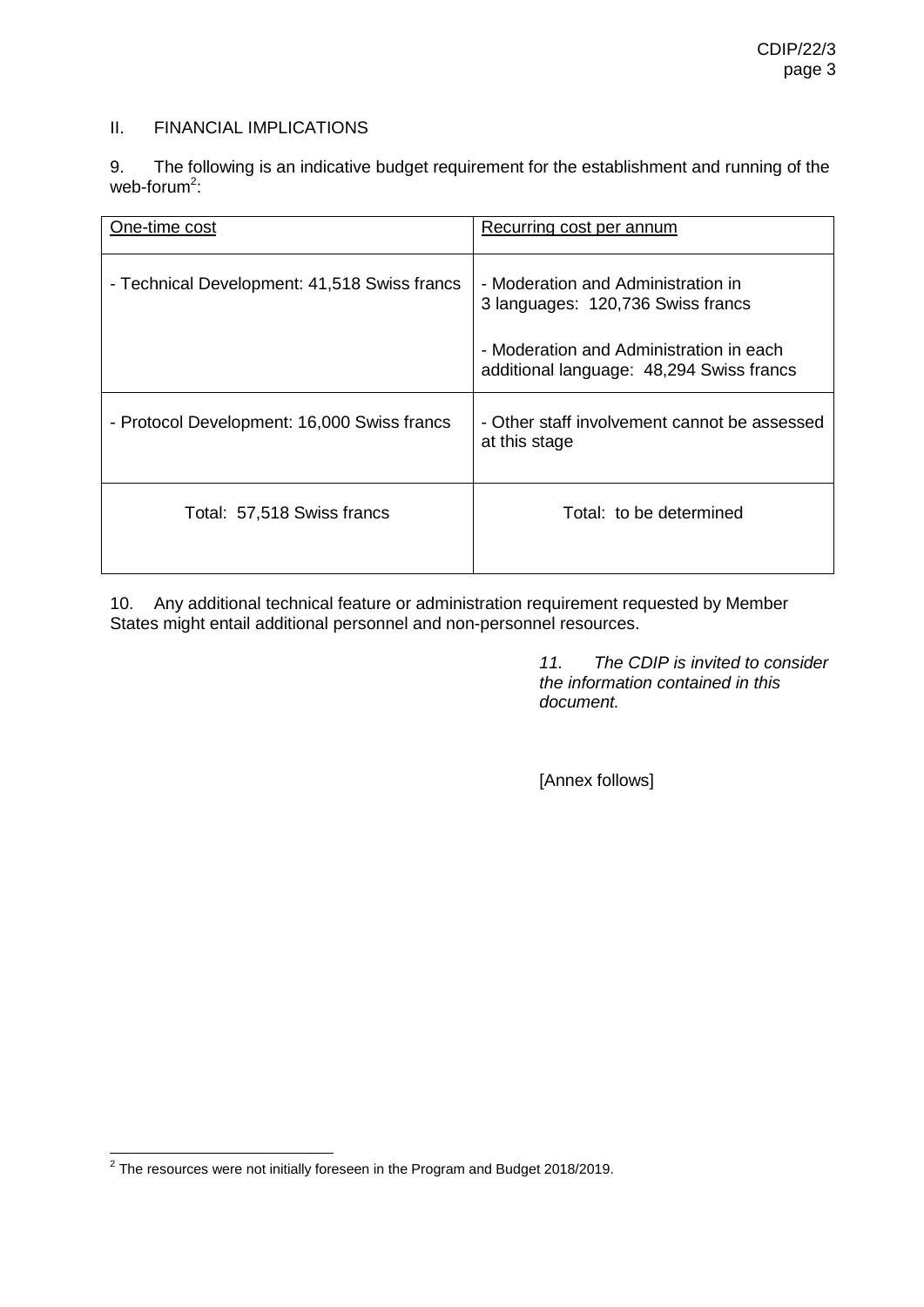## II. FINANCIAL IMPLICATIONS

9. The following is an indicative budget requirement for the establishment and running of the web-forum[2]:

| One-time cost | Recurring cost per annum |
|---|---|
| - Technical Development: 41,518 Swiss francs | - Moderation and Administration in 3 languages: 120,736 Swiss francs<br><br>- Moderation and Administration in each additional language: 48,294 Swiss francs |
| - Protocol Development: 16,000 Swiss francs | - Other staff involvement cannot be assessed at this stage |
| Total: 57,518 Swiss francs | Total: to be determined |

10. Any additional technical feature or administration requirement requested by Member States might entail additional personnel and non-personnel resources.

*11. The CDIP is invited to consider the information contained in this document.*

[Annex follows]

---

[2] The resources were not initially foreseen in the Program and Budget 2018/2019.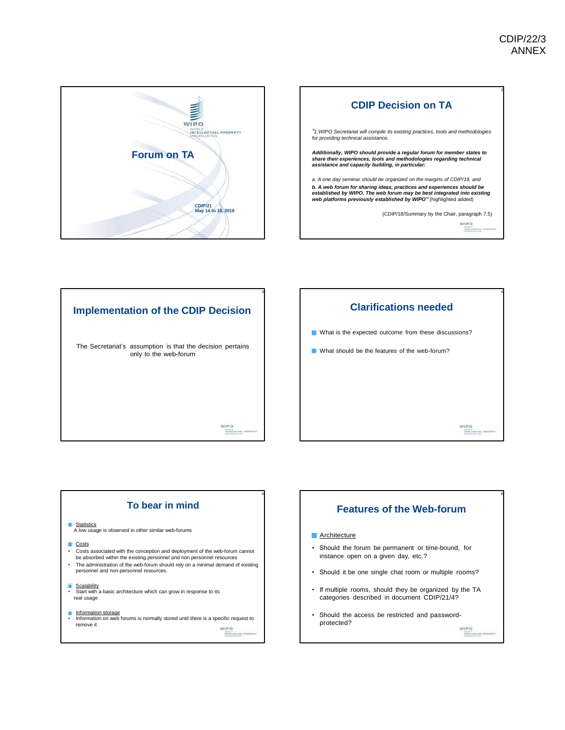## Forum on TA

CDIP/21
May 14 to 18, 2018

## CDIP Decision on TA

*"1.WIPO Secretariat will compile its existing practices, tools and methodologies for providing technical assistance.*

***Additionally, WIPO should provide a regular forum for member states to share their experiences, tools and methodologies regarding technical assistance and capacity building, in particular:***

*a. A one day seminar should be organized on the margins of CDIP/19, and*

***b. A web forum for sharing ideas, practices and experiences should be established by WIPO. The web forum may be best integrated into existing web platforms previously established by WIPO"*** (highlighted added)

(CDIP/18/Summary by the Chair, paragraph 7.5)

## Implementation of the CDIP Decision

The Secretariat's assumption is that the decision pertains only to the web-forum

## Clarifications needed

- What is the expected outcome from these discussions?
- What should be the features of the web-forum?

## To bear in mind

- Statistics
  A low usage is observed in other similar web-forums
- Costs
  - Costs associated with the conception and deployment of the web-forum cannot be absorbed within the existing personnel and non personnel resources
  - The administration of the web-forum should rely on a minimal demand of existing personnel and non-personnel resources.
- Scalability
  - Start with a basic architecture which can grow in response to its real usage
- Information storage
  - Information on web forums is normally stored until there is a specific request to remove it

## Features of the Web-forum

- Architecture
  - Should the forum be permanent or time-bound, for instance open on a given day, etc.?
  - Should it be one single chat room or multiple rooms?
  - If multiple rooms, should they be organized by the TA categories described in document CDIP/21/4?
  - Should the access be restricted and password-protected?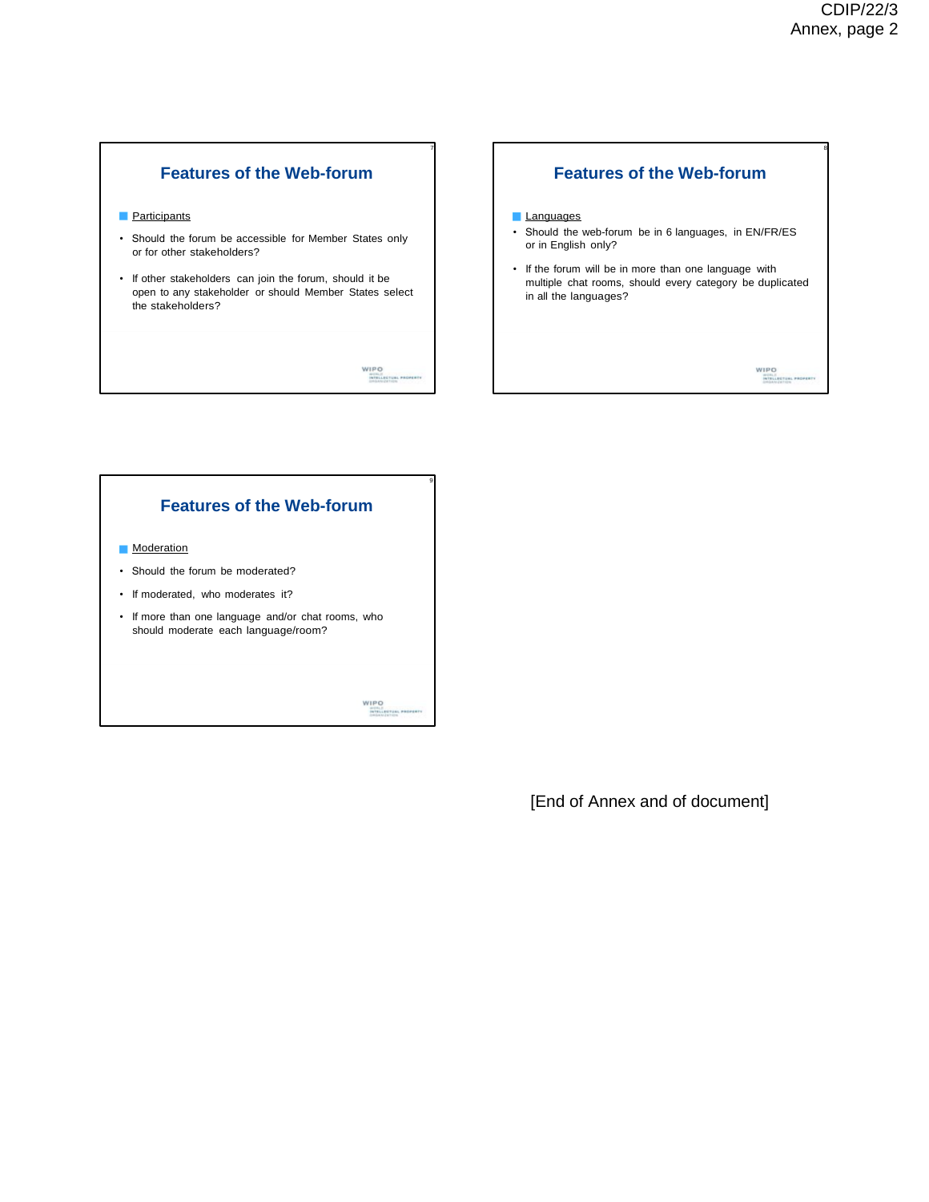## Features of the Web-forum

Participants

- Should the forum be accessible for Member States only or for other stakeholders?
- If other stakeholders can join the forum, should it be open to any stakeholder or should Member States select the stakeholders?

## Features of the Web-forum

Languages

- Should the web-forum be in 6 languages, in EN/FR/ES or in English only?
- If the forum will be in more than one language with multiple chat rooms, should every category be duplicated in all the languages?

## Features of the Web-forum

Moderation

- Should the forum be moderated?
- If moderated, who moderates it?
- If more than one language and/or chat rooms, who should moderate each language/room?

[End of Annex and of document]